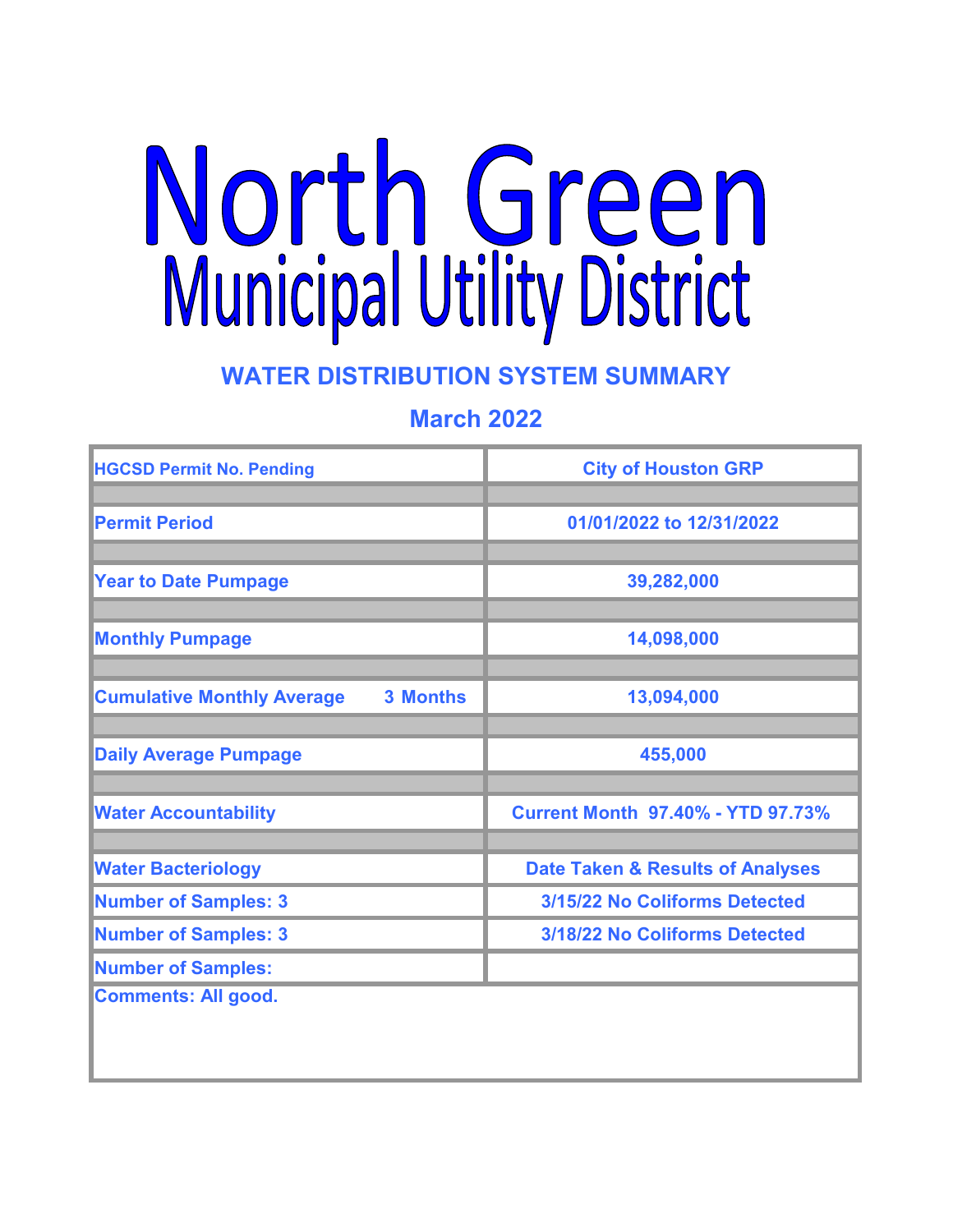# North Green

## Municipal Utility District

### WATER DISTRIBUTION SYSTEM SUMMARY

### March 2022

| HGCSD Permit No. Pending | City of Houston GRP |
|---|---|
| | |
| Permit Period | 01/01/2022 to 12/31/2022 |
| | |
| Year to Date Pumpage | 39,282,000 |
| | |
| Monthly Pumpage | 14,098,000 |
| | |
| Cumulative Monthly Average 3 Months | 13,094,000 |
| | |
| Daily Average Pumpage | 455,000 |
| | |
| Water Accountability | Current Month 97.40% - YTD 97.73% |
| | |
| Water Bacteriology | Date Taken & Results of Analyses |
| Number of Samples: 3 | 3/15/22 No Coliforms Detected |
| Number of Samples: 3 | 3/18/22 No Coliforms Detected |
| Number of Samples: | |

Comments: All good.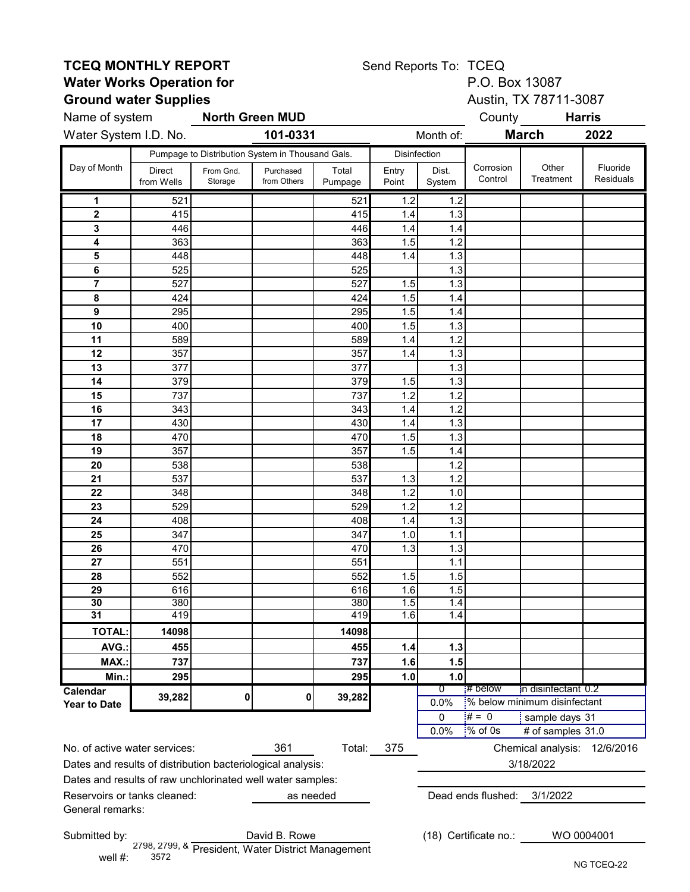**TCEQ MONTHLY REPORT**
**Water Works Operation for**
**Ground water Supplies**

Send Reports To: TCEQ
P.O. Box 13087
Austin, TX 78711-3087

Name of system **North Green MUD** County **Harris**

Water System I.D. No. **101-0331** Month of: **March** **2022**

| Day of Month | Pumpage to Distribution System in Thousand Gals. | | | | Disinfection | | Corrosion Control | Other Treatment | Fluoride Residuals |
|---|---|---|---|---|---|---|---|---|---|
| | Direct from Wells | From Gnd. Storage | Purchased from Others | Total Pumpage | Entry Point | Dist. System | | | |
| **1** | 521 | | | 521 | 1.2 | 1.2 | | | |
| **2** | 415 | | | 415 | 1.4 | 1.3 | | | |
| **3** | 446 | | | 446 | 1.4 | 1.4 | | | |
| **4** | 363 | | | 363 | 1.5 | 1.2 | | | |
| **5** | 448 | | | 448 | 1.4 | 1.3 | | | |
| **6** | 525 | | | 525 | | 1.3 | | | |
| **7** | 527 | | | 527 | 1.5 | 1.3 | | | |
| **8** | 424 | | | 424 | 1.5 | 1.4 | | | |
| **9** | 295 | | | 295 | 1.5 | 1.4 | | | |
| **10** | 400 | | | 400 | 1.5 | 1.3 | | | |
| **11** | 589 | | | 589 | 1.4 | 1.2 | | | |
| **12** | 357 | | | 357 | 1.4 | 1.3 | | | |
| **13** | 377 | | | 377 | | 1.3 | | | |
| **14** | 379 | | | 379 | 1.5 | 1.3 | | | |
| **15** | 737 | | | 737 | 1.2 | 1.2 | | | |
| **16** | 343 | | | 343 | 1.4 | 1.2 | | | |
| **17** | 430 | | | 430 | 1.4 | 1.3 | | | |
| **18** | 470 | | | 470 | 1.5 | 1.3 | | | |
| **19** | 357 | | | 357 | 1.5 | 1.4 | | | |
| **20** | 538 | | | 538 | | 1.2 | | | |
| **21** | 537 | | | 537 | 1.3 | 1.2 | | | |
| **22** | 348 | | | 348 | 1.2 | 1.0 | | | |
| **23** | 529 | | | 529 | 1.2 | 1.2 | | | |
| **24** | 408 | | | 408 | 1.4 | 1.3 | | | |
| **25** | 347 | | | 347 | 1.0 | 1.1 | | | |
| **26** | 470 | | | 470 | 1.3 | 1.3 | | | |
| **27** | 551 | | | 551 | | 1.1 | | | |
| **28** | 552 | | | 552 | 1.5 | 1.5 | | | |
| **29** | 616 | | | 616 | 1.6 | 1.5 | | | |
| **30** | 380 | | | 380 | 1.5 | 1.4 | | | |
| **31** | 419 | | | 419 | 1.6 | 1.4 | | | |
| **TOTAL:** | **14098** | | | **14098** | | | | | |
| **AVG.:** | **455** | | | **455** | **1.4** | **1.3** | | | |
| **MAX.:** | **737** | | | **737** | **1.6** | **1.5** | | | |
| **Min.:** | **295** | | | **295** | **1.0** | **1.0** | | | |
| **Calendar Year to Date** | **39,282** | **0** | **0** | **39,282** | | | | | |

| | | |
|---|---|---|
| 0 | # below | in disinfectant 0.2 |
| 0.0% | % below minimum disinfectant | |
| 0 | # = 0 | sample days 31 |
| 0.0% | % of 0s | # of samples 31.0 |

No. of active water services: 361 Total: 375

Chemical analysis: 12/6/2016

Dates and results of distribution bacteriological analysis: 3/18/2022

Dates and results of raw unchlorinated well water samples:

Reservoirs or tanks cleaned: as needed

Dead ends flushed: 3/1/2022

General remarks:

Submitted by: David B. Rowe, President, Water District Management

(18) Certificate no.: WO 0004001

well #: 2798, 2799, & 3572

NG TCEQ-22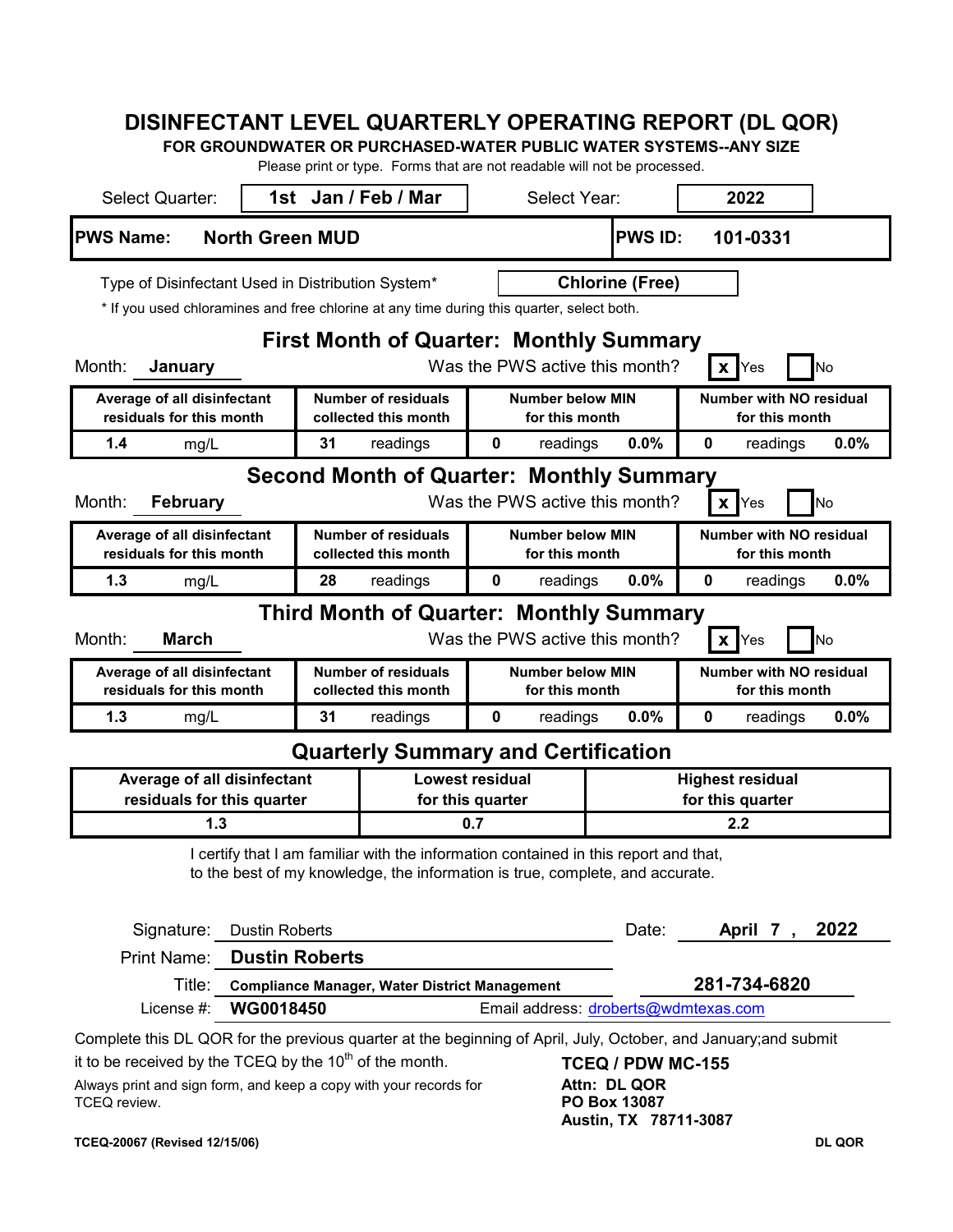# DISINFECTANT LEVEL QUARTERLY OPERATING REPORT (DL QOR)

**FOR GROUNDWATER OR PURCHASED-WATER PUBLIC WATER SYSTEMS--ANY SIZE**

Please print or type. Forms that are not readable will not be processed.

Select Quarter: **1st Jan / Feb / Mar** Select Year: **2022**

| **PWS Name:** | **North Green MUD** | **PWS ID:** | **101-0331** |
|---|---|---|---|

Type of Disinfectant Used in Distribution System* **Chlorine (Free)**

* If you used chloramines and free chlorine at any time during this quarter, select both.

## First Month of Quarter: Monthly Summary

Month: **January** Was the PWS active this month? [x] Yes [ ] No

| Average of all disinfectant residuals for this month | Number of residuals collected this month | Number below MIN for this month | Number with NO residual for this month |
|---|---|---|---|
| **1.4** mg/L | **31** readings | **0** readings **0.0%** | **0** readings **0.0%** |

## Second Month of Quarter: Monthly Summary

Month: **February** Was the PWS active this month? [x] Yes [ ] No

| Average of all disinfectant residuals for this month | Number of residuals collected this month | Number below MIN for this month | Number with NO residual for this month |
|---|---|---|---|
| **1.3** mg/L | **28** readings | **0** readings **0.0%** | **0** readings **0.0%** |

## Third Month of Quarter: Monthly Summary

Month: **March** Was the PWS active this month? [x] Yes [ ] No

| Average of all disinfectant residuals for this month | Number of residuals collected this month | Number below MIN for this month | Number with NO residual for this month |
|---|---|---|---|
| **1.3** mg/L | **31** readings | **0** readings **0.0%** | **0** readings **0.0%** |

## Quarterly Summary and Certification

| Average of all disinfectant residuals for this quarter | Lowest residual for this quarter | Highest residual for this quarter |
|---|---|---|
| **1.3** | **0.7** | **2.2** |

I certify that I am familiar with the information contained in this report and that, to the best of my knowledge, the information is true, complete, and accurate.

Signature: Dustin Roberts Date: **April 7 , 2022**

Print Name: **Dustin Roberts**

Title: **Compliance Manager, Water District Management** **281-734-6820**

License #: **WG0018450** Email address: droberts@wdmtexas.com

Complete this DL QOR for the previous quarter at the beginning of April, July, October, and January;and submit it to be received by the TCEQ by the 10th of the month.

Always print and sign form, and keep a copy with your records for TCEQ review.

**TCEQ / PDW MC-155**
**Attn: DL QOR**
**PO Box 13087**
**Austin, TX 78711-3087**

**TCEQ-20067 (Revised 12/15/06)** **DL QOR**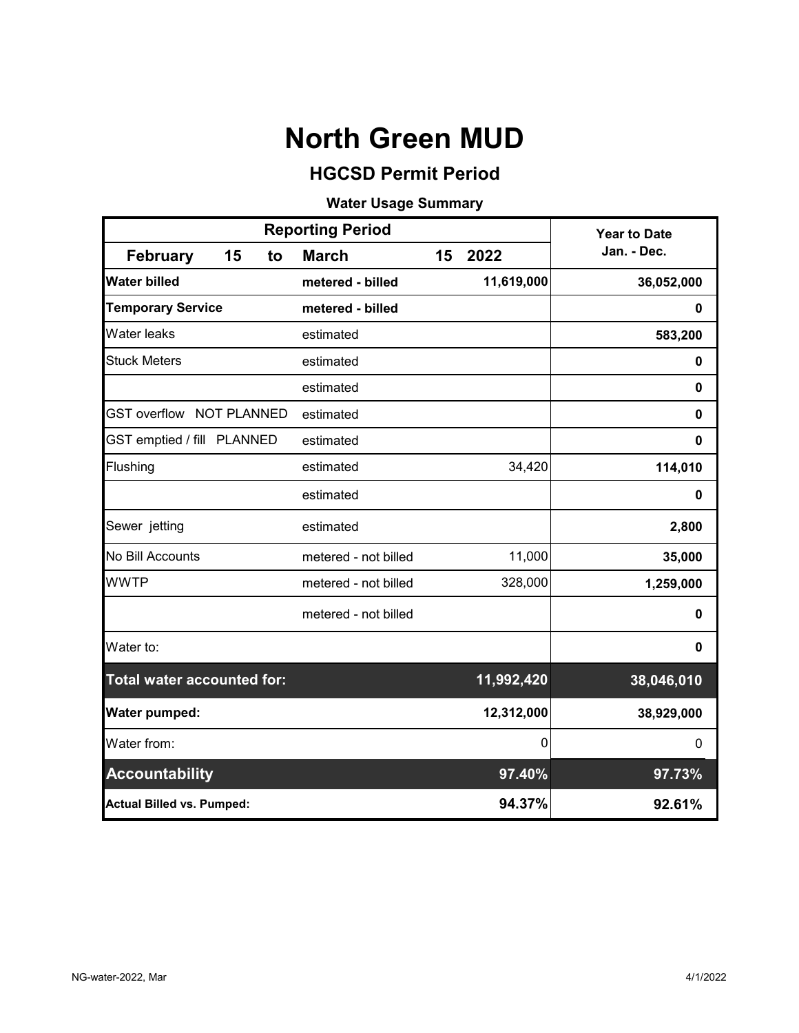# North Green MUD

## HGCSD Permit Period

### Water Usage Summary

| Reporting Period | | | Year to Date |
|---|---|---|---|
| **February 15 to** | **March 15 2022** | | **Jan. - Dec.** |
| **Water billed** | **metered - billed** | **11,619,000** | **36,052,000** |
| **Temporary Service** | **metered - billed** | | **0** |
| Water leaks | estimated | | **583,200** |
| Stuck Meters | estimated | | **0** |
| | estimated | | **0** |
| GST overflow NOT PLANNED | estimated | | **0** |
| GST emptied / fill PLANNED | estimated | | **0** |
| Flushing | estimated | 34,420 | **114,010** |
| | estimated | | **0** |
| Sewer jetting | estimated | | **2,800** |
| No Bill Accounts | metered - not billed | 11,000 | **35,000** |
| WWTP | metered - not billed | 328,000 | **1,259,000** |
| | metered - not billed | | **0** |
| Water to: | | | **0** |
| **Total water accounted for:** | | **11,992,420** | **38,046,010** |
| **Water pumped:** | | **12,312,000** | **38,929,000** |
| Water from: | | 0 | 0 |
| **Accountability** | | **97.40%** | **97.73%** |
| **Actual Billed vs. Pumped:** | | **94.37%** | **92.61%** |

NG-water-2022, Mar 4/1/2022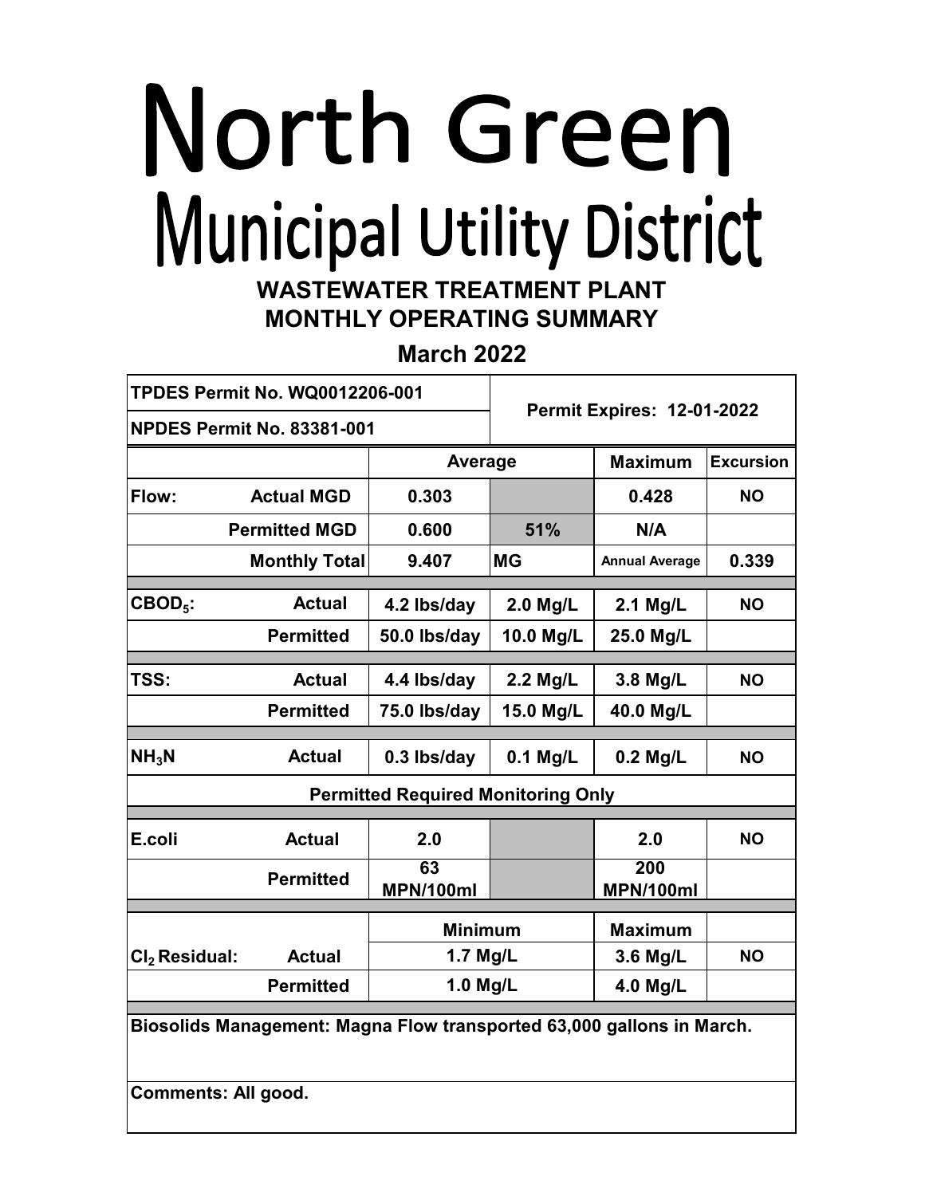# North Green Municipal Utility District

## WASTEWATER TREATMENT PLANT MONTHLY OPERATING SUMMARY

### March 2022

| TPDES Permit No. WQ0012206-001 | | Permit Expires: 12-01-2022 | | | |
|---|---|---|---|---|---|
| NPDES Permit No. 83381-001 | | | | | |
| | | Average | | Maximum | Excursion |
| Flow: | Actual MGD | 0.303 | | 0.428 | NO |
| | Permitted MGD | 0.600 | 51% | N/A | |
| | Monthly Total | 9.407 | MG | Annual Average | 0.339 |
| $CBOD_5$: | Actual | 4.2 lbs/day | 2.0 Mg/L | 2.1 Mg/L | NO |
| | Permitted | 50.0 lbs/day | 10.0 Mg/L | 25.0 Mg/L | |
| TSS: | Actual | 4.4 lbs/day | 2.2 Mg/L | 3.8 Mg/L | NO |
| | Permitted | 75.0 lbs/day | 15.0 Mg/L | 40.0 Mg/L | |
| $NH_3N$ | Actual | 0.3 lbs/day | 0.1 Mg/L | 0.2 Mg/L | NO |
| Permitted Required Monitoring Only | | | | | |
| E.coli | Actual | 2.0 | | 2.0 | NO |
| | Permitted | 63 MPN/100ml | | 200 MPN/100ml | |
| | | Minimum | | Maximum | |
| $Cl_2$ Residual: | Actual | 1.7 Mg/L | | 3.6 Mg/L | NO |
| | Permitted | 1.0 Mg/L | | 4.0 Mg/L | |

**Biosolids Management: Magna Flow transported 63,000 gallons in March.**

**Comments: All good.**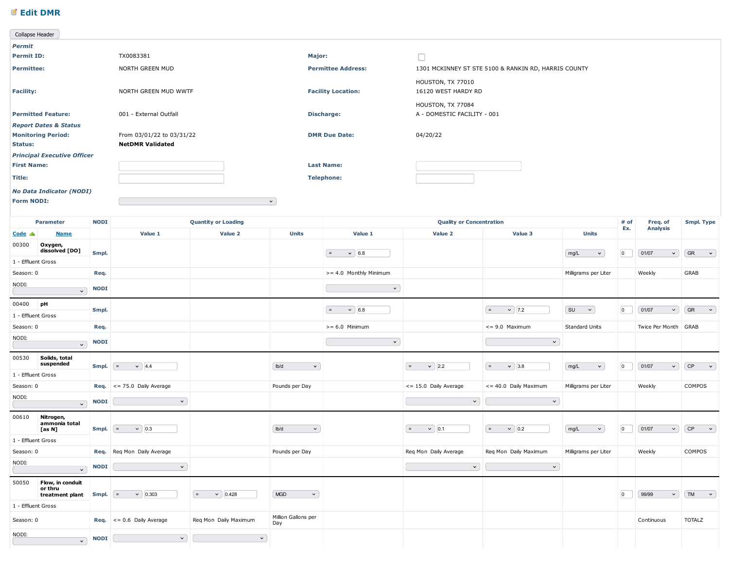# Edit DMR

Collapse Header

***Permit***

| | | | |
|---|---|---|---|
| **Permit ID:** | TX0083381 | **Major:** | ☐ |
| **Permittee:** | NORTH GREEN MUD | **Permittee Address:** | 1301 MCKINNEY ST STE 5100 & RANKIN RD, HARRIS COUNTY<br>HOUSTON, TX 77010 |
| **Facility:** | NORTH GREEN MUD WWTF | **Facility Location:** | 16120 WEST HARDY RD<br>HOUSTON, TX 77084 |
| **Permitted Feature:** | 001 - External Outfall | **Discharge:** | A - DOMESTIC FACILITY - 001 |

***Report Dates & Status***

| | | | |
|---|---|---|---|
| **Monitoring Period:** | From 03/01/22 to 03/31/22 | **DMR Due Date:** | 04/20/22 |
| **Status:** | **NetDMR Validated** | | |

***Principal Executive Officer***

| | | | |
|---|---|---|---|
| **First Name:** | | **Last Name:** | |
| **Title:** | | **Telephone:** | |

***No Data Indicator (NODI)***

**Form NODI:**

| Parameter | | NODI | Quantity or Loading | | | Quality or Concentration | | | | # of Ex. | Freq. of Analysis | Smpl. Type |
|---|---|---|---|---|---|---|---|---|---|---|---|---|
| Code | Name | | Value 1 | Value 2 | Units | Value 1 | Value 2 | Value 3 | Units | | | |
| 00300 | Oxygen, dissolved [DO] | Smpl. | | | | = 6.8 | | | mg/L | 0 | 01/07 | GR |
| 1 - Effluent Gross | | | | | | | | | | | | |
| Season: 0 | | Req. | | | | >= 4.0 Monthly Minimum | | | Milligrams per Liter | | Weekly | GRAB |
| NODI: | | NODI | | | | | | | | | | |
| 00400 | pH | Smpl. | | | | = 6.8 | | = 7.2 | SU | 0 | 01/07 | GR |
| 1 - Effluent Gross | | | | | | | | | | | | |
| Season: 0 | | Req. | | | | >= 6.0 Minimum | | <= 9.0 Maximum | Standard Units | | Twice Per Month | GRAB |
| NODI: | | NODI | | | | | | | | | | |
| 00530 | Solids, total suspended | Smpl. | = 4.4 | | lb/d | | = 2.2 | = 3.8 | mg/L | 0 | 01/07 | CP |
| 1 - Effluent Gross | | | | | | | | | | | | |
| Season: 0 | | Req. | <= 75.0 Daily Average | | Pounds per Day | | <= 15.0 Daily Average | <= 40.0 Daily Maximum | Milligrams per Liter | | Weekly | COMPOS |
| NODI: | | NODI | | | | | | | | | | |
| 00610 | Nitrogen, ammonia total [as N] | Smpl. | = 0.3 | | lb/d | | = 0.1 | = 0.2 | mg/L | 0 | 01/07 | CP |
| 1 - Effluent Gross | | | | | | | | | | | | |
| Season: 0 | | Req. | Req Mon Daily Average | | Pounds per Day | | Req Mon Daily Average | Req Mon Daily Maximum | Milligrams per Liter | | Weekly | COMPOS |
| NODI: | | NODI | | | | | | | | | | |
| 50050 | Flow, in conduit or thru treatment plant | Smpl. | = 0.303 | = 0.428 | MGD | | | | | 0 | 99/99 | TM |
| 1 - Effluent Gross | | | | | | | | | | | | |
| Season: 0 | | Req. | <= 0.6 Daily Average | Req Mon Daily Maximum | Million Gallons per Day | | | | | | Continuous | TOTALZ |
| NODI: | | NODI | | | | | | | | | | |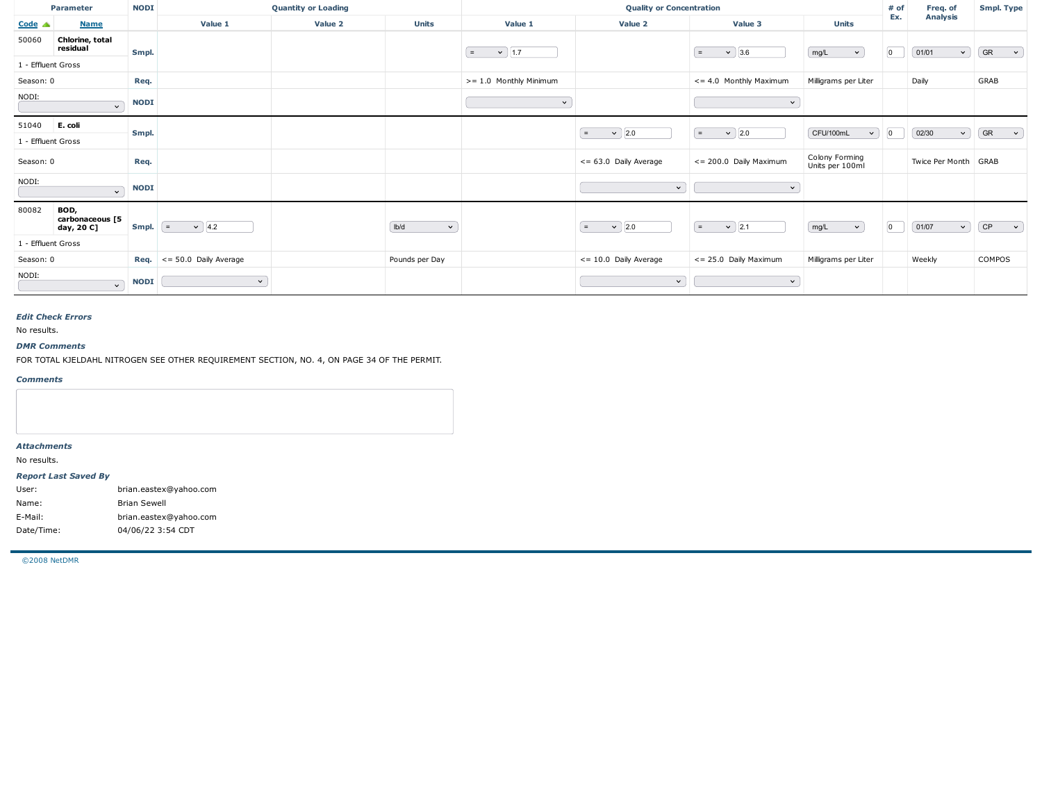| Parameter | | NODI | Quantity or Loading | | | Quality or Concentration | | | | # of Ex. | Freq. of Analysis | Smpl. Type |
|---|---|---|---|---|---|---|---|---|---|---|---|---|
| Code | Name | | Value 1 | Value 2 | Units | Value 1 | Value 2 | Value 3 | Units | | | |
| 50060 | Chlorine, total residual | Smpl. | | | | = 1.7 | | = 3.6 | mg/L | 0 | 01/01 | GR |
| 1 - Effluent Gross | | | | | | | | | | | | |
| Season: 0 | | Req. | | | | >= 1.0 Monthly Minimum | | <= 4.0 Monthly Maximum | Milligrams per Liter | | Daily | GRAB |
| NODI: | | NODI | | | | | | | | | | |
| 51040 | E. coli | Smpl. | | | | | = 2.0 | = 2.0 | CFU/100mL | 0 | 02/30 | GR |
| 1 - Effluent Gross | | | | | | | | | | | | |
| Season: 0 | | Req. | | | | | <= 63.0 Daily Average | <= 200.0 Daily Maximum | Colony Forming Units per 100ml | | Twice Per Month | GRAB |
| NODI: | | NODI | | | | | | | | | | |
| 80082 | BOD, carbonaceous [5 day, 20 C] | Smpl. | = 4.2 | | lb/d | | = 2.0 | = 2.1 | mg/L | 0 | 01/07 | CP |
| 1 - Effluent Gross | | | | | | | | | | | | |
| Season: 0 | | Req. | <= 50.0 Daily Average | | Pounds per Day | | <= 10.0 Daily Average | <= 25.0 Daily Maximum | Milligrams per Liter | | Weekly | COMPOS |
| NODI: | | NODI | | | | | | | | | | |

***Edit Check Errors***

No results.

***DMR Comments***

FOR TOTAL KJELDAHL NITROGEN SEE OTHER REQUIREMENT SECTION, NO. 4, ON PAGE 34 OF THE PERMIT.

***Comments***

***Attachments***

No results.

***Report Last Saved By***

| | |
|---|---|
| User: | brian.eastex@yahoo.com |
| Name: | Brian Sewell |
| E-Mail: | brian.eastex@yahoo.com |
| Date/Time: | 04/06/22 3:54 CDT |

©2008 NetDMR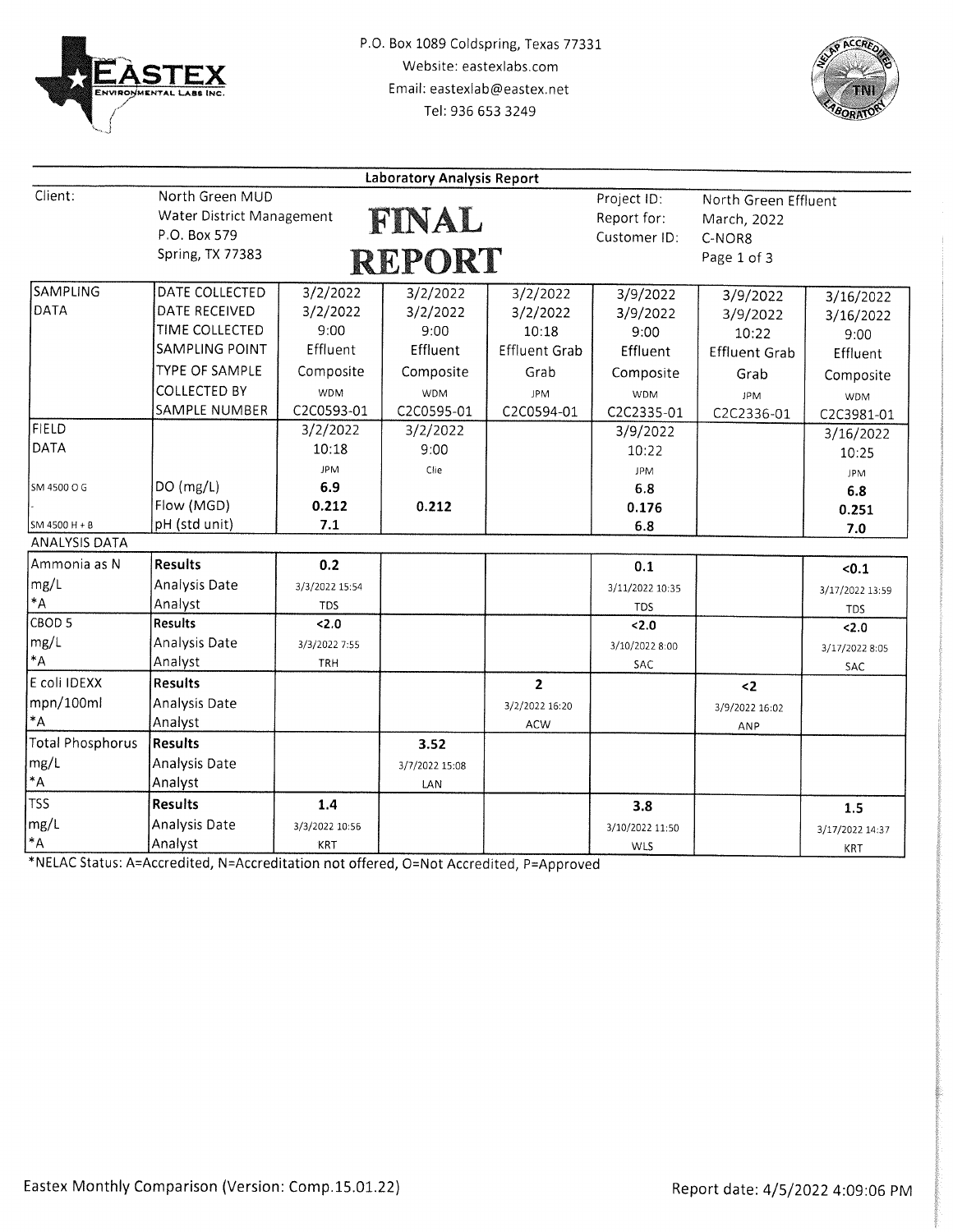P.O. Box 1089 Coldspring, Texas 77331
Website: eastexlabs.com
Email: eastexlab@eastex.net
Tel: 936 653 3249

## Laboratory Analysis Report

**FINAL REPORT**

| Client: | North Green MUD<br>Water District Management<br>P.O. Box 579<br>Spring, TX 77383 | Project ID:<br>Report for:<br>Customer ID: | North Green Effluent<br>March, 2022<br>C-NOR8<br>Page 1 of 3 |
|---|---|---|---|

| | | | | | | | |
|---|---|---|---|---|---|---|---|
| SAMPLING DATA | DATE COLLECTED | 3/2/2022 | 3/2/2022 | 3/2/2022 | 3/9/2022 | 3/9/2022 | 3/16/2022 |
| | DATE RECEIVED | 3/2/2022 | 3/2/2022 | 3/2/2022 | 3/9/2022 | 3/9/2022 | 3/16/2022 |
| | TIME COLLECTED | 9:00 | 9:00 | 10:18 | 9:00 | 10:22 | 9:00 |
| | SAMPLING POINT | Effluent | Effluent | Effluent Grab | Effluent | Effluent Grab | Effluent |
| | TYPE OF SAMPLE | Composite | Composite | Grab | Composite | Grab | Composite |
| | COLLECTED BY | WDM | WDM | JPM | WDM | JPM | WDM |
| | SAMPLE NUMBER | C2C0593-01 | C2C0595-01 | C2C0594-01 | C2C2335-01 | C2C2336-01 | C2C3981-01 |
| FIELD DATA | | 3/2/2022<br>10:18<br>JPM | 3/2/2022<br>9:00<br>Clie | | 3/9/2022<br>10:22<br>JPM | | 3/16/2022<br>10:25<br>JPM |
| SM 4500 O G | DO (mg/L) | **6.9** | | | **6.8** | | **6.8** |
| - | Flow (MGD) | **0.212** | **0.212** | | **0.176** | | **0.251** |
| SM 4500 H + B | pH (std unit) | **7.1** | | | **6.8** | | **7.0** |
| **ANALYSIS DATA** | | | | | | | |
| Ammonia as N<br>mg/L<br>*A | **Results** | **0.2** | | | **0.1** | | **<0.1** |
| | Analysis Date | 3/3/2022 15:54 | | | 3/11/2022 10:35 | | 3/17/2022 13:59 |
| | Analyst | TDS | | | TDS | | TDS |
| CBOD 5<br>mg/L<br>*A | **Results** | **<2.0** | | | **<2.0** | | **<2.0** |
| | Analysis Date | 3/3/2022 7:55 | | | 3/10/2022 8:00 | | 3/17/2022 8:05 |
| | Analyst | TRH | | | SAC | | SAC |
| E coli IDEXX<br>mpn/100ml<br>*A | **Results** | | | **2** | | **<2** | |
| | Analysis Date | | | 3/2/2022 16:20 | | 3/9/2022 16:02 | |
| | Analyst | | | ACW | | ANP | |
| Total Phosphorus<br>mg/L<br>*A | **Results** | | **3.52** | | | | |
| | Analysis Date | | 3/7/2022 15:08 | | | | |
| | Analyst | | LAN | | | | |
| TSS<br>mg/L<br>*A | **Results** | **1.4** | | | **3.8** | | **1.5** |
| | Analysis Date | 3/3/2022 10:56 | | | 3/10/2022 11:50 | | 3/17/2022 14:37 |
| | Analyst | KRT | | | WLS | | KRT |

*NELAC Status: A=Accredited, N=Accreditation not offered, O=Not Accredited, P=Approved

Eastex Monthly Comparison (Version: Comp.15.01.22)

Report date: 4/5/2022 4:09:06 PM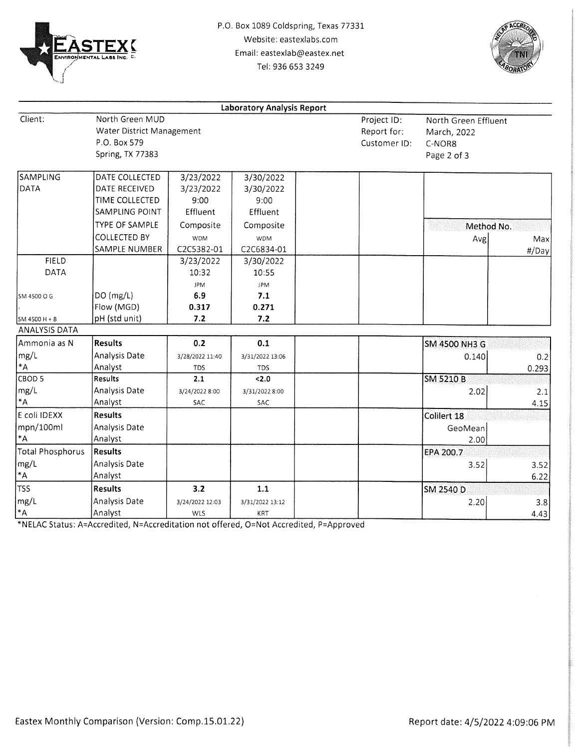P.O. Box 1089 Coldspring, Texas 77331
Website: eastexlabs.com
Email: eastexlab@eastex.net
Tel: 936 653 3249

## Laboratory Analysis Report

| Client: | North Green MUD | Project ID: | North Green Effluent |
|---|---|---|---|
| | Water District Management | Report for: | March, 2022 |
| | P.O. Box 579 | Customer ID: | C-NOR8 |
| | Spring, TX 77383 | | Page 2 of 3 |

| SAMPLING DATA | | | | | | Method No. | |
|---|---|---|---|---|---|---|---|
| | DATE COLLECTED | 3/23/2022 | 3/30/2022 | | | | |
| | DATE RECEIVED | 3/23/2022 | 3/30/2022 | | | | |
| | TIME COLLECTED | 9:00 | 9:00 | | | | |
| | SAMPLING POINT | Effluent | Effluent | | | | |
| | TYPE OF SAMPLE | Composite | Composite | | | | |
| | COLLECTED BY | WDM | WDM | | | Avg | Max |
| | SAMPLE NUMBER | C2C5382-01 | C2C6834-01 | | | | #/Day |
| FIELD DATA | | 3/23/2022 | 3/30/2022 | | | | |
| | | 10:32 | 10:55 | | | | |
| | | JPM | JPM | | | | |
| SM 4500 O G | DO (mg/L) | **6.9** | **7.1** | | | | |
| - | Flow (MGD) | **0.317** | **0.271** | | | | |
| SM 4500 H + B | pH (std unit) | **7.2** | **7.2** | | | | |
| ANALYSIS DATA | | | | | | | |
| Ammonia as N | **Results** | **0.2** | **0.1** | | | SM 4500 NH3 G | |
| mg/L | Analysis Date | 3/28/2022 11:40 | 3/31/2022 13:06 | | | 0.140 | 0.2 |
| *A | Analyst | TDS | TDS | | | | 0.293 |
| CBOD 5 | **Results** | **2.1** | **<2.0** | | | SM 5210 B | |
| mg/L | Analysis Date | 3/24/2022 8:00 | 3/31/2022 8:00 | | | 2.02 | 2.1 |
| *A | Analyst | SAC | SAC | | | | 4.15 |
| E coli IDEXX | **Results** | | | | | Colilert 18 | |
| mpn/100ml | Analysis Date | | | | | GeoMean | |
| *A | Analyst | | | | | 2.00 | |
| Total Phosphorus | **Results** | | | | | EPA 200.7 | |
| mg/L | Analysis Date | | | | | 3.52 | 3.52 |
| *A | Analyst | | | | | | 6.22 |
| TSS | **Results** | **3.2** | **1.1** | | | SM 2540 D | |
| mg/L | Analysis Date | 3/24/2022 12:03 | 3/31/2022 13:12 | | | 2.20 | 3.8 |
| *A | Analyst | WLS | KRT | | | | 4.43 |

*NELAC Status: A=Accredited, N=Accreditation not offered, O=Not Accredited, P=Approved

Eastex Monthly Comparison (Version: Comp.15.01.22) Report date: 4/5/2022 4:09:06 PM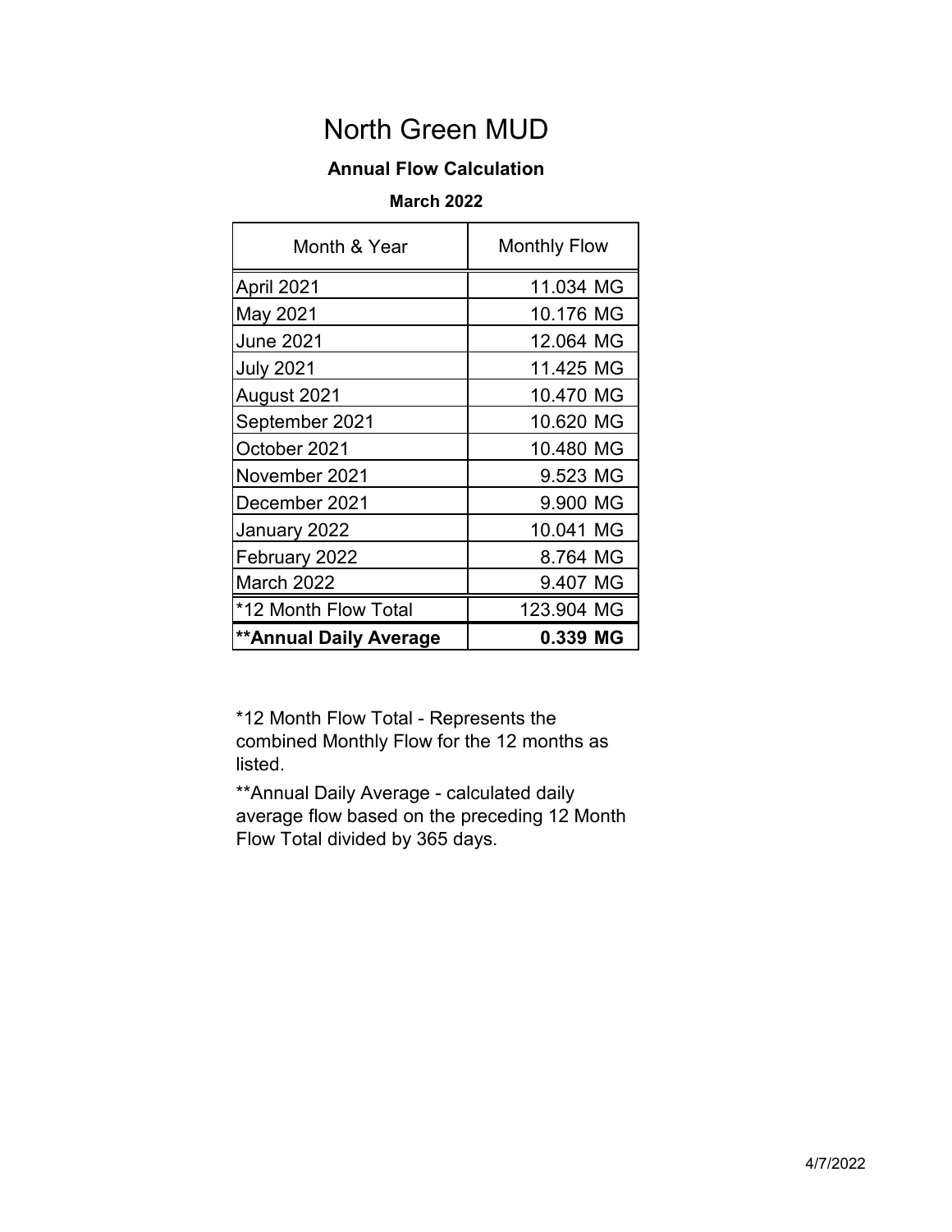# North Green MUD

## Annual Flow Calculation

### March 2022

| Month & Year | Monthly Flow |
|---|---|
| April 2021 | 11.034 MG |
| May 2021 | 10.176 MG |
| June 2021 | 12.064 MG |
| July 2021 | 11.425 MG |
| August 2021 | 10.470 MG |
| September 2021 | 10.620 MG |
| October 2021 | 10.480 MG |
| November 2021 | 9.523 MG |
| December 2021 | 9.900 MG |
| January 2022 | 10.041 MG |
| February 2022 | 8.764 MG |
| March 2022 | 9.407 MG |
| *12 Month Flow Total | 123.904 MG |
| **Annual Daily Average** | **0.339 MG** |

*12 Month Flow Total - Represents the combined Monthly Flow for the 12 months as listed.

**Annual Daily Average - calculated daily average flow based on the preceding 12 Month Flow Total divided by 365 days.

4/7/2022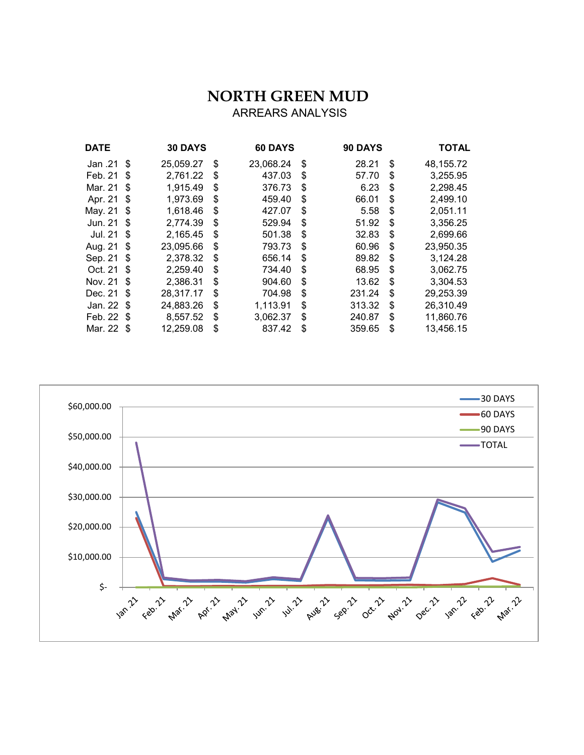# NORTH GREEN MUD

ARREARS ANALYSIS

| DATE | 30 DAYS | 60 DAYS | 90 DAYS | TOTAL |
|---|---|---|---|---|
| Jan .21 | $ 25,059.27 | $ 23,068.24 | $ 28.21 | $ 48,155.72 |
| Feb. 21 | $ 2,761.22 | $ 437.03 | $ 57.70 | $ 3,255.95 |
| Mar. 21 | $ 1,915.49 | $ 376.73 | $ 6.23 | $ 2,298.45 |
| Apr. 21 | $ 1,973.69 | $ 459.40 | $ 66.01 | $ 2,499.10 |
| May. 21 | $ 1,618.46 | $ 427.07 | $ 5.58 | $ 2,051.11 |
| Jun. 21 | $ 2,774.39 | $ 529.94 | $ 51.92 | $ 3,356.25 |
| Jul. 21 | $ 2,165.45 | $ 501.38 | $ 32.83 | $ 2,699.66 |
| Aug. 21 | $ 23,095.66 | $ 793.73 | $ 60.96 | $ 23,950.35 |
| Sep. 21 | $ 2,378.32 | $ 656.14 | $ 89.82 | $ 3,124.28 |
| Oct. 21 | $ 2,259.40 | $ 734.40 | $ 68.95 | $ 3,062.75 |
| Nov. 21 | $ 2,386.31 | $ 904.60 | $ 13.62 | $ 3,304.53 |
| Dec. 21 | $ 28,317.17 | $ 704.98 | $ 231.24 | $ 29,253.39 |
| Jan. 22 | $ 24,883.26 | $ 1,113.91 | $ 313.32 | $ 26,310.49 |
| Feb. 22 | $ 8,557.52 | $ 3,062.37 | $ 240.87 | $ 11,860.76 |
| Mar. 22 | $ 12,259.08 | $ 837.42 | $ 359.65 | $ 13,456.15 |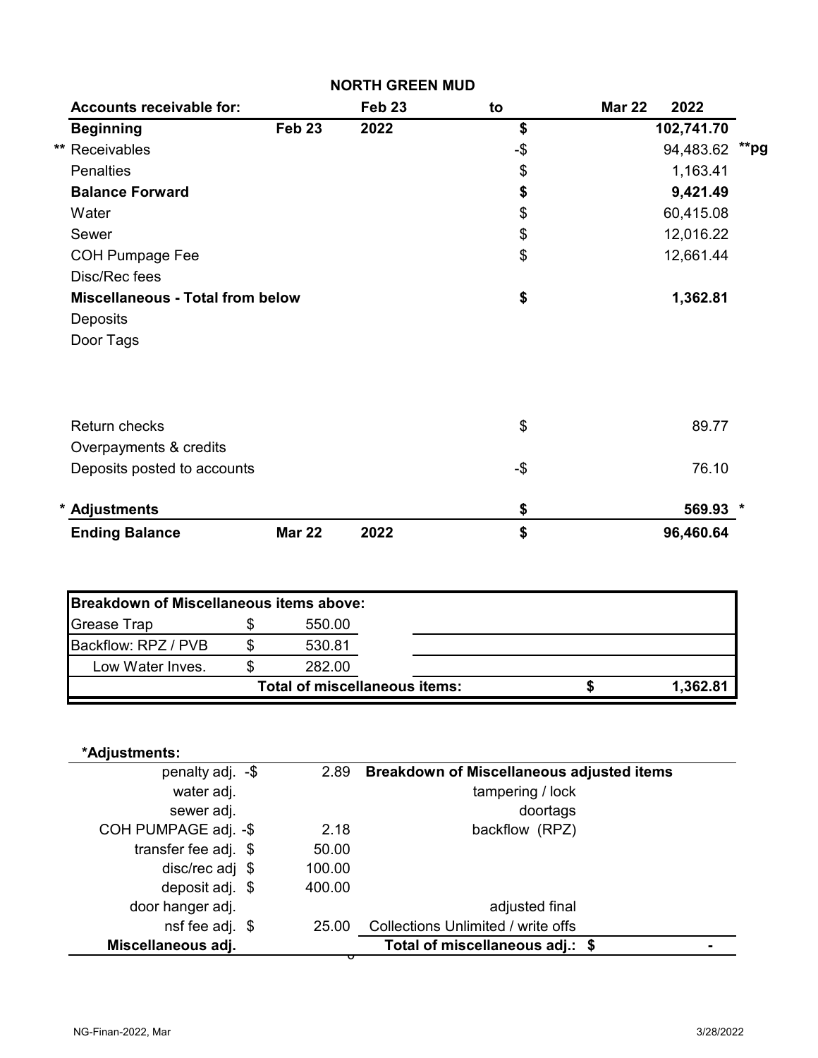# NORTH GREEN MUD

| Accounts receivable for: | | Feb 23 | to | Mar 22 2022 | |
|---|---|---|---|---|---|
| **Beginning** | **Feb 23** | **2022** | **$** | **102,741.70** | |
| ** Receivables | | | -$ | 94,483.62 | **pg |
| Penalties | | | $ | 1,163.41 | |
| **Balance Forward** | | | **$** | **9,421.49** | |
| Water | | | $ | 60,415.08 | |
| Sewer | | | $ | 12,016.22 | |
| COH Pumpage Fee | | | $ | 12,661.44 | |
| Disc/Rec fees | | | | | |
| **Miscellaneous - Total from below** | | | **$** | **1,362.81** | |
| Deposits | | | | | |
| Door Tags | | | | | |
| Return checks | | | $ | 89.77 | |
| Overpayments & credits | | | | | |
| Deposits posted to accounts | | | -$ | 76.10 | |
| * **Adjustments** | | | **$** | **569.93** | * |
| **Ending Balance** | **Mar 22** | **2022** | **$** | **96,460.64** | |

| Breakdown of Miscellaneous items above: | | | | |
|---|---|---|---|---|
| Grease Trap | $ | 550.00 | | |
| Backflow: RPZ / PVB | $ | 530.81 | | |
| Low Water Inves. | $ | 282.00 | | |
| | | Total of miscellaneous items: | $ | 1,362.81 |

**\*Adjustments:**

| | | | Breakdown of Miscellaneous adjusted items | |
|---|---|---|---|---|
| penalty adj. | -$ | 2.89 | tampering / lock | |
| water adj. | | | doortags | |
| sewer adj. | | | backflow (RPZ) | |
| COH PUMPAGE adj. | -$ | 2.18 | | |
| transfer fee adj. | $ | 50.00 | | |
| disc/rec adj | $ | 100.00 | | |
| deposit adj. | $ | 400.00 | | |
| door hanger adj. | | | adjusted final | |
| nsf fee adj. | $ | 25.00 | Collections Unlimited / write offs | |
| **Miscellaneous adj.** | | 0 | **Total of miscellaneous adj.: $** | - |

NG-Finan-2022, Mar 3/28/2022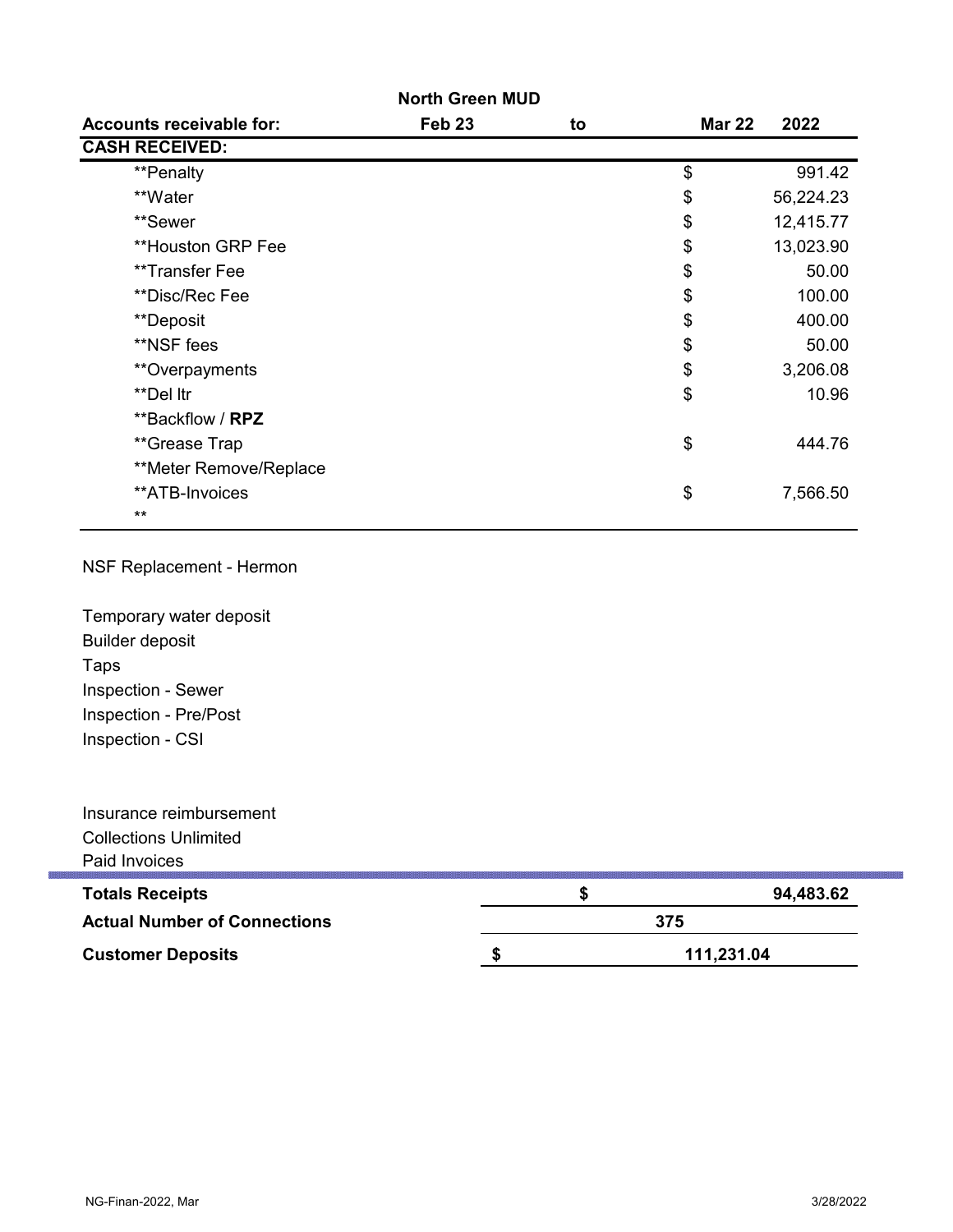## North Green MUD

| Accounts receivable for: | Feb 23 | to | Mar 22 | 2022 |
|---|---|---|---|---|
| **CASH RECEIVED:** | | | | |
| **Penalty | | | $ | 991.42 |
| **Water | | | $ | 56,224.23 |
| **Sewer | | | $ | 12,415.77 |
| **Houston GRP Fee | | | $ | 13,023.90 |
| **Transfer Fee | | | $ | 50.00 |
| **Disc/Rec Fee | | | $ | 100.00 |
| **Deposit | | | $ | 400.00 |
| **NSF fees | | | $ | 50.00 |
| **Overpayments | | | $ | 3,206.08 |
| **Del ltr | | | $ | 10.96 |
| **Backflow / **RPZ** | | | | |
| **Grease Trap | | | $ | 444.76 |
| **Meter Remove/Replace | | | | |
| **ATB-Invoices | | | $ | 7,566.50 |
| ** | | | | |

NSF Replacement - Hermon

Temporary water deposit
Builder deposit
Taps
Inspection - Sewer
Inspection - Pre/Post
Inspection - CSI

Insurance reimbursement
Collections Unlimited
Paid Invoices

| | | |
|---|---|---|
| **Totals Receipts** | **$** | **94,483.62** |
| **Actual Number of Connections** | | **375** |
| **Customer Deposits** | **$** | **111,231.04** |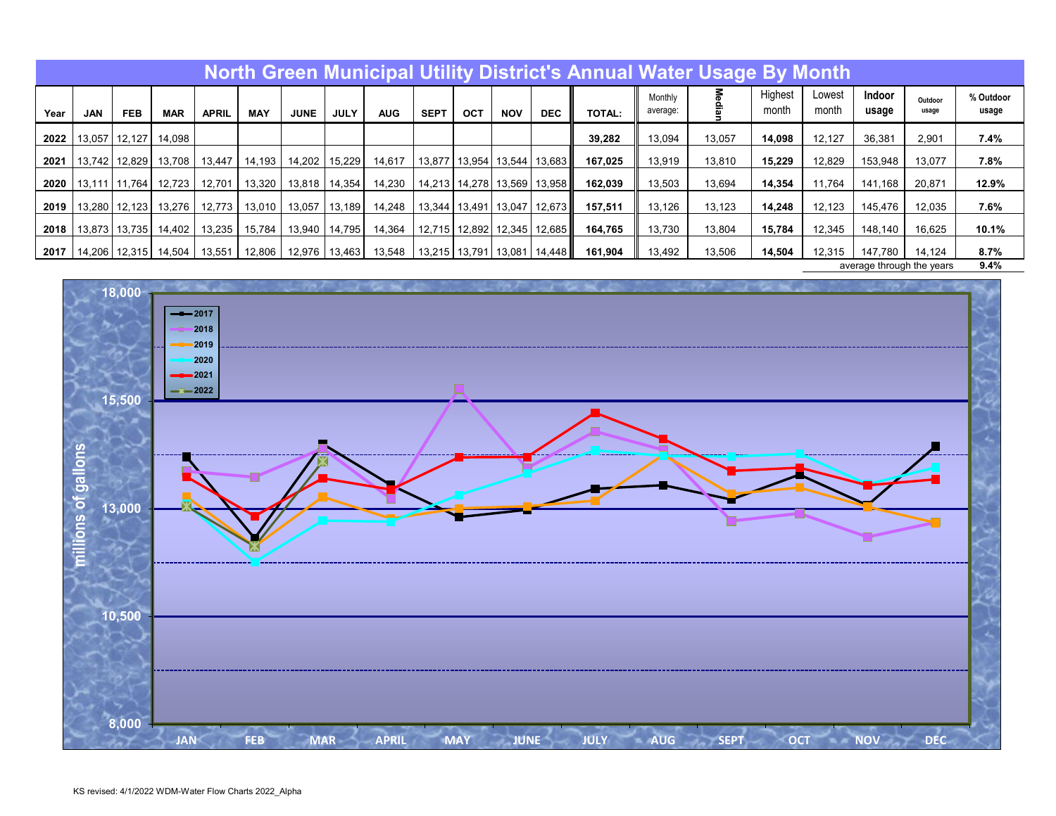# North Green Municipal Utility District's Annual Water Usage By Month

| Year | JAN | FEB | MAR | APRIL | MAY | JUNE | JULY | AUG | SEPT | OCT | NOV | DEC | TOTAL: | Monthly average: | Median | Highest month | Lowest month | Indoor usage | Outdoor usage | % Outdoor usage |
|---|---|---|---|---|---|---|---|---|---|---|---|---|---|---|---|---|---|---|---|---|
| **2022** | 13,057 | 12,127 | 14,098 | | | | | | | | | | **39,282** | 13,094 | 13,057 | **14,098** | 12,127 | 36,381 | 2,901 | **7.4%** |
| **2021** | 13,742 | 12,829 | 13,708 | 13,447 | 14,193 | 14,202 | 15,229 | 14,617 | 13,877 | 13,954 | 13,544 | 13,683 | **167,025** | 13,919 | 13,810 | **15,229** | 12,829 | 153,948 | 13,077 | **7.8%** |
| **2020** | 13,111 | 11,764 | 12,723 | 12,701 | 13,320 | 13,818 | 14,354 | 14,230 | 14,213 | 14,278 | 13,569 | 13,958 | **162,039** | 13,503 | 13,694 | **14,354** | 11,764 | 141,168 | 20,871 | **12.9%** |
| **2019** | 13,280 | 12,123 | 13,276 | 12,773 | 13,010 | 13,057 | 13,189 | 14,248 | 13,344 | 13,491 | 13,047 | 12,673 | **157,511** | 13,126 | 13,123 | **14,248** | 12,123 | 145,476 | 12,035 | **7.6%** |
| **2018** | 13,873 | 13,735 | 14,402 | 13,235 | 15,784 | 13,940 | 14,795 | 14,364 | 12,715 | 12,892 | 12,345 | 12,685 | **164,765** | 13,730 | 13,804 | **15,784** | 12,345 | 148,140 | 16,625 | **10.1%** |
| **2017** | 14,206 | 12,315 | 14,504 | 13,551 | 12,806 | 12,976 | 13,463 | 13,548 | 13,215 | 13,791 | 13,081 | 14,448 | **161,904** | 13,492 | 13,506 | **14,504** | 12,315 | 147,780 | 14,124 | **8.7%** |
| | | | | | | | | | | | | | | | | | average through the years | | | **9.4%** |

KS revised: 4/1/2022 WDM-Water Flow Charts 2022_Alpha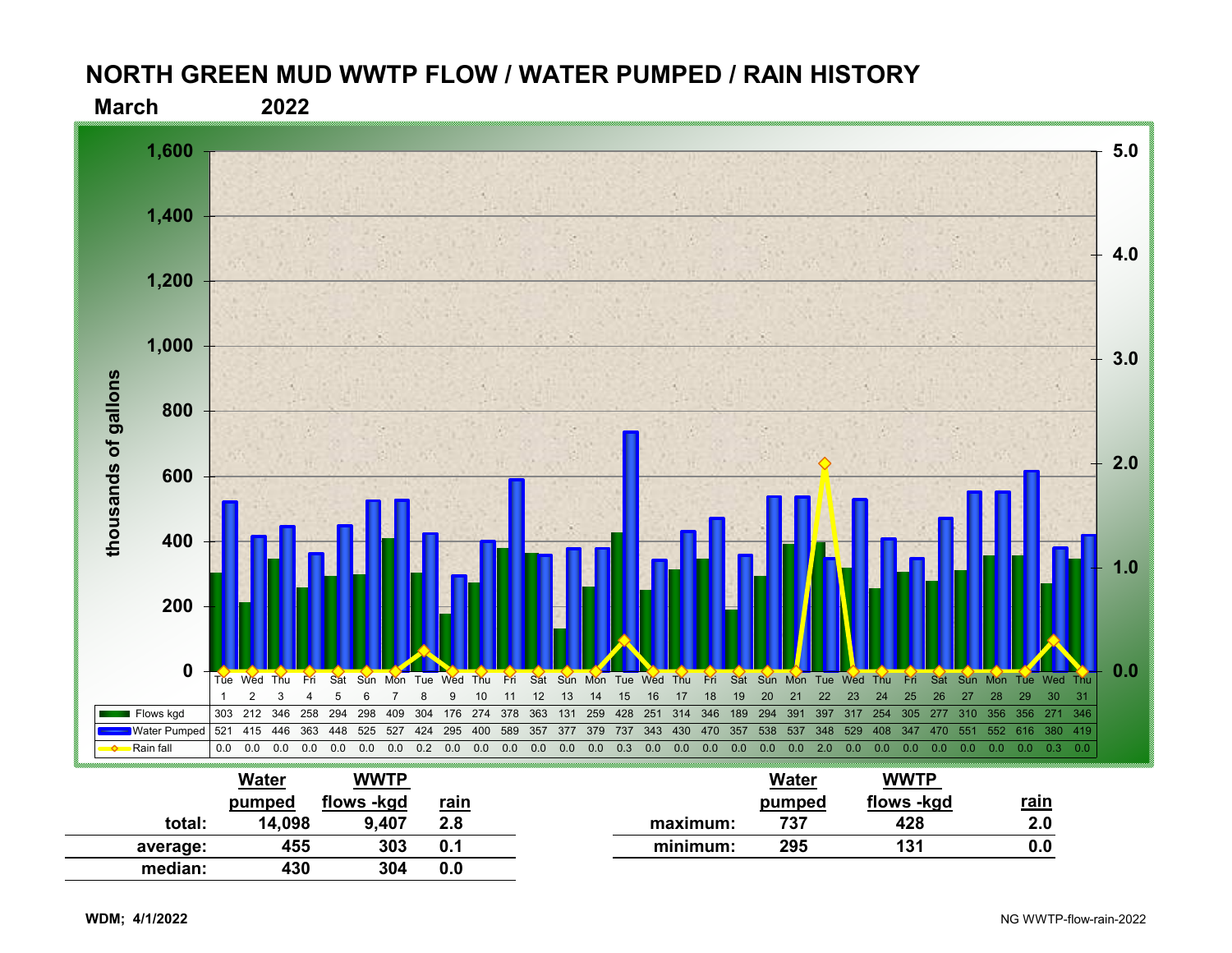# NORTH GREEN MUD WWTP FLOW / WATER PUMPED / RAIN HISTORY

**March 2022**

| | Tue 1 | Wed 2 | Thu 3 | Fri 4 | Sat 5 | Sun 6 | Mon 7 | Tue 8 | Wed 9 | Thu 10 | Fri 11 | Sat 12 | Sun 13 | Mon 14 | Tue 15 | Wed 16 | Thu 17 | Fri 18 | Sat 19 | Sun 20 | Mon 21 | Tue 22 | Wed 23 | Thu 24 | Fri 25 | Sat 26 | Sun 27 | Mon 28 | Tue 29 | Wed 30 | Thu 31 |
|---|---|---|---|---|---|---|---|---|---|---|---|---|---|---|---|---|---|---|---|---|---|---|---|---|---|---|---|---|---|---|---|
| Flows kgd | 303 | 212 | 346 | 258 | 294 | 298 | 409 | 304 | 176 | 274 | 378 | 363 | 131 | 259 | 428 | 251 | 314 | 346 | 189 | 294 | 391 | 397 | 317 | 254 | 305 | 277 | 310 | 356 | 356 | 271 | 346 |
| Water Pumped | 521 | 415 | 446 | 363 | 448 | 525 | 527 | 424 | 295 | 400 | 589 | 357 | 377 | 379 | 737 | 343 | 430 | 470 | 357 | 538 | 537 | 348 | 529 | 408 | 347 | 470 | 551 | 552 | 616 | 380 | 419 |
| Rain fall | 0.0 | 0.0 | 0.0 | 0.0 | 0.0 | 0.0 | 0.0 | 0.2 | 0.0 | 0.0 | 0.0 | 0.0 | 0.0 | 0.0 | 0.3 | 0.0 | 0.0 | 0.0 | 0.0 | 0.0 | 0.0 | 2.0 | 0.0 | 0.0 | 0.0 | 0.0 | 0.0 | 0.0 | 0.0 | 0.3 | 0.0 |

| | Water pumped | WWTP flows -kgd | rain |
|---|---|---|---|
| total: | 14,098 | 9,407 | 2.8 |
| average: | 455 | 303 | 0.1 |
| median: | 430 | 304 | 0.0 |

| | Water pumped | WWTP flows -kgd | rain |
|---|---|---|---|
| maximum: | 737 | 428 | 2.0 |
| minimum: | 295 | 131 | 0.0 |

WDM; 4/1/2022

NG WWTP-flow-rain-2022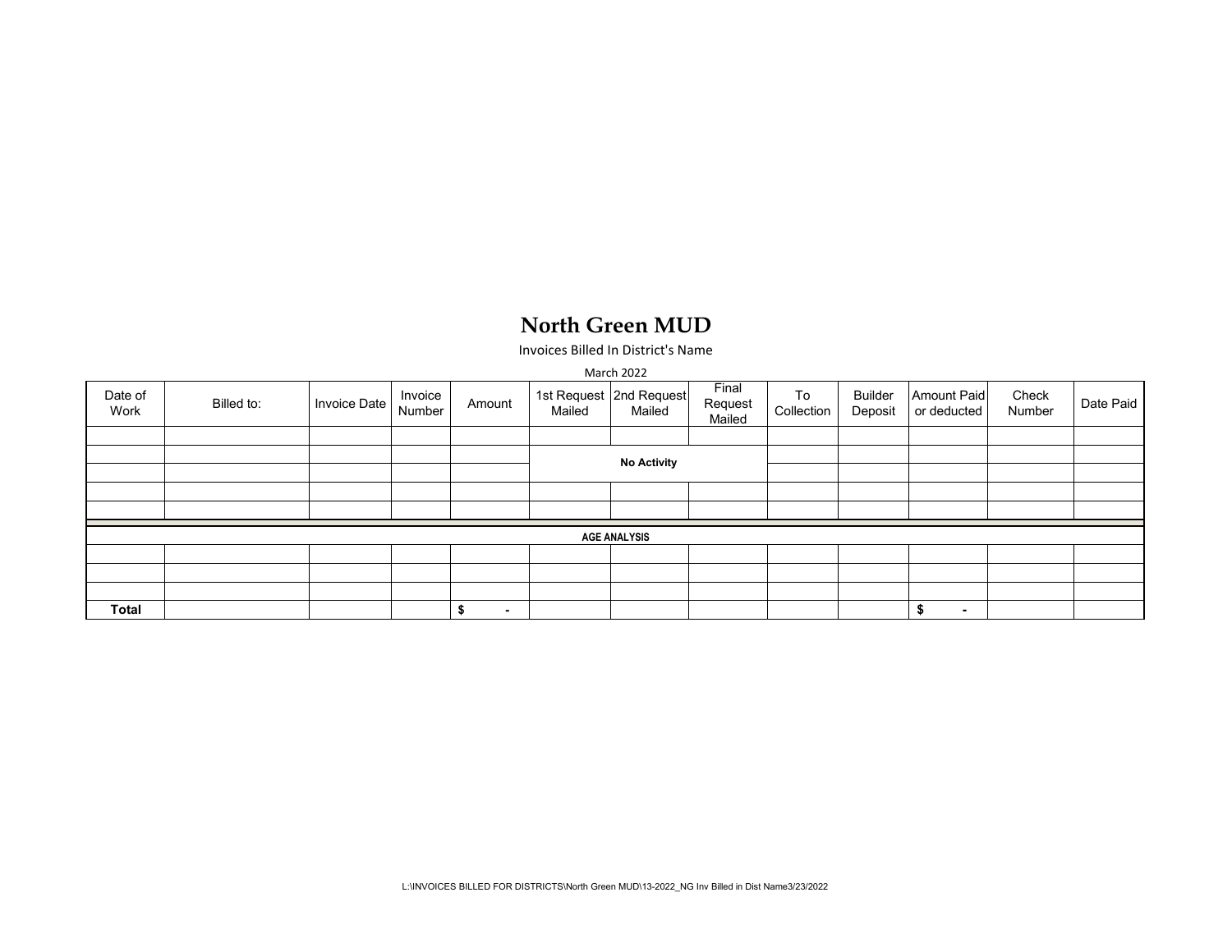# North Green MUD

Invoices Billed In District's Name

March 2022

| Date of Work | Billed to: | Invoice Date | Invoice Number | Amount | 1st Request Mailed | 2nd Request Mailed | Final Request Mailed | To Collection | Builder Deposit | Amount Paid or deducted | Check Number | Date Paid |
|---|---|---|---|---|---|---|---|---|---|---|---|---|
| | | | | | | | | | | | | |
| | | | | | | **No Activity** | | | | | | |
| | | | | | | | | | | | | |
| | | | | | | | | | | | | |
| | | | | | | **AGE ANALYSIS** | | | | | | |
| | | | | | | | | | | | | |
| | | | | | | | | | | | | |
| | | | | | | | | | | | | |
| **Total** | | | | **$ -** | | | | | | **$ -** | | |

L:\INVOICES BILLED FOR DISTRICTS\North Green MUD\13-2022_NG Inv Billed in Dist Name3/23/2022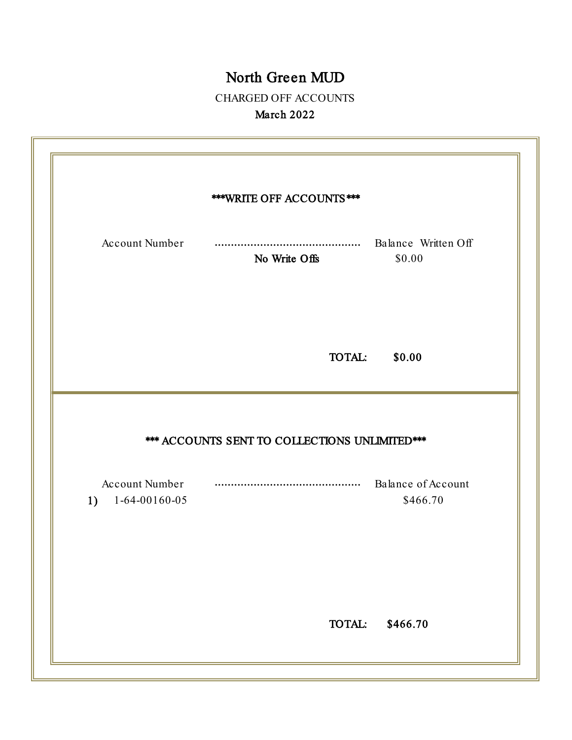# North Green MUD

CHARGED OFF ACCOUNTS

March 2022

## ***WRITE OFF ACCOUNTS***

| Account Number | | Balance Written Off |
|---|---|---|
| | No Write Offs | $0.00 |
| | TOTAL: | **$0.00** |

## *** ACCOUNTS SENT TO COLLECTIONS UNLIMITED***

| | Account Number | | Balance of Account |
|---|---|---|---|
| 1) | 1-64-00160-05 | | $466.70 |
| | | TOTAL: | **$466.70** |